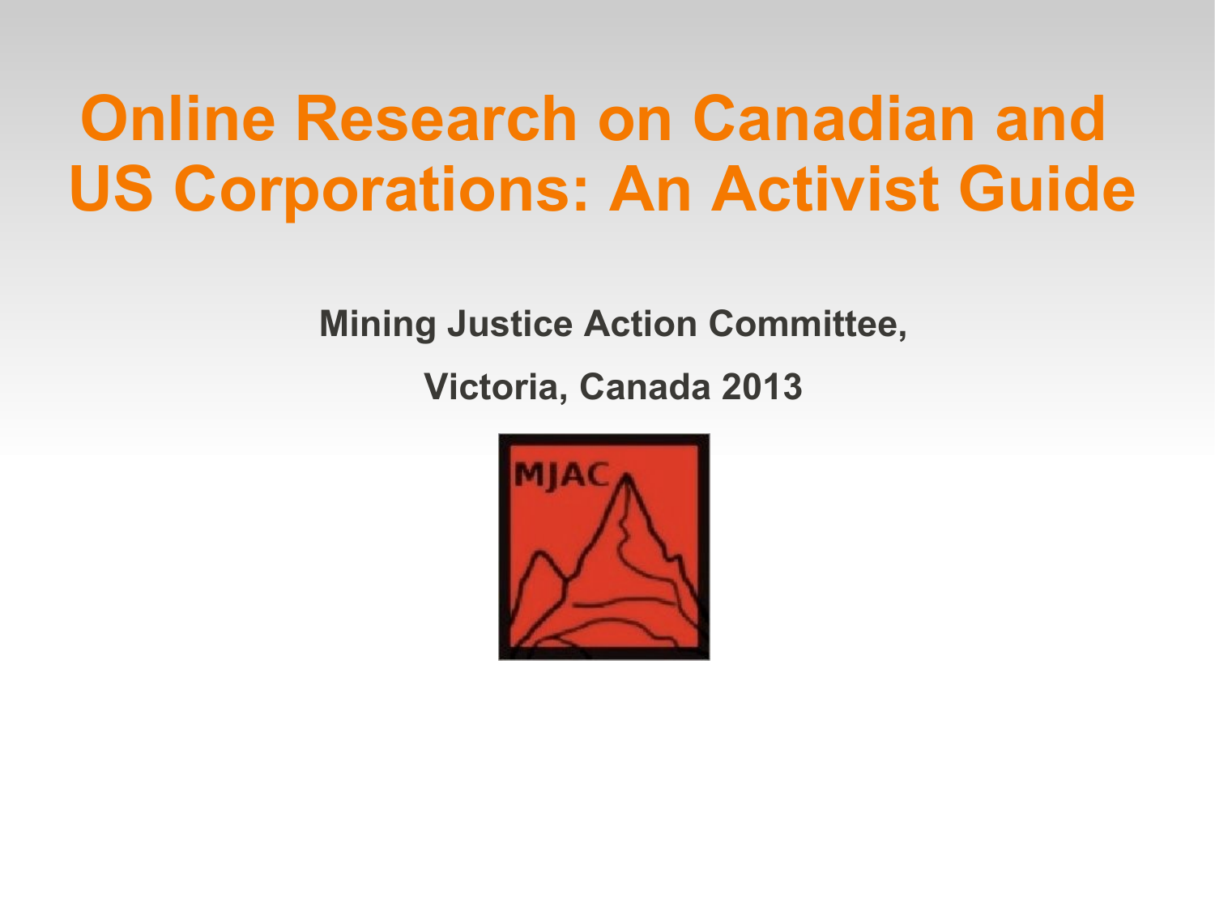# Online Research on Canadian and US Corporations: An Activist Guide

**Mining Justice Action Committee,**

**Victoria, Canada 2013**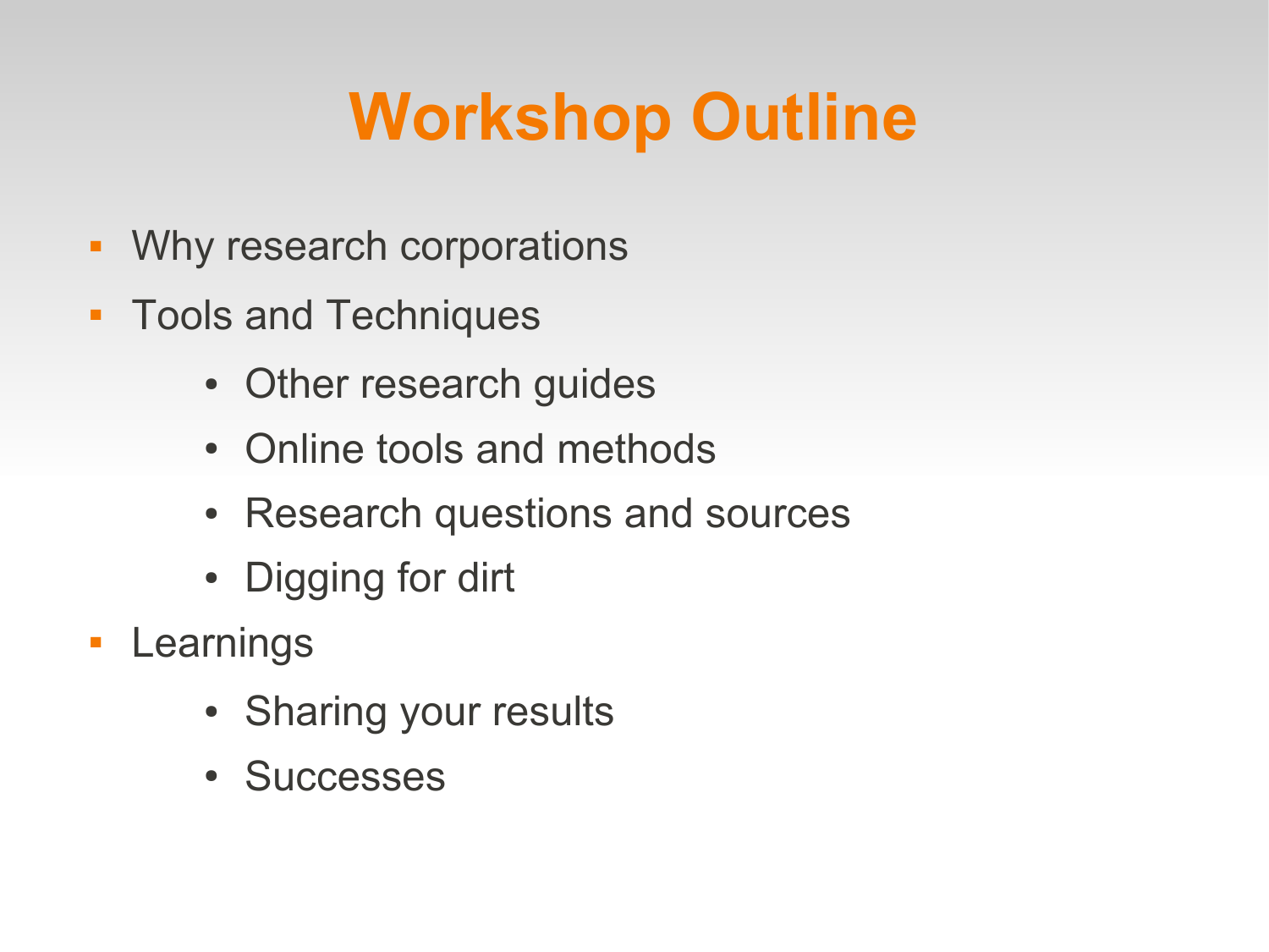# Workshop Outline

- Why research corporations
- Tools and Techniques
    - Other research guides
    - Online tools and methods
    - Research questions and sources
    - Digging for dirt
- Learnings
    - Sharing your results
    - Successes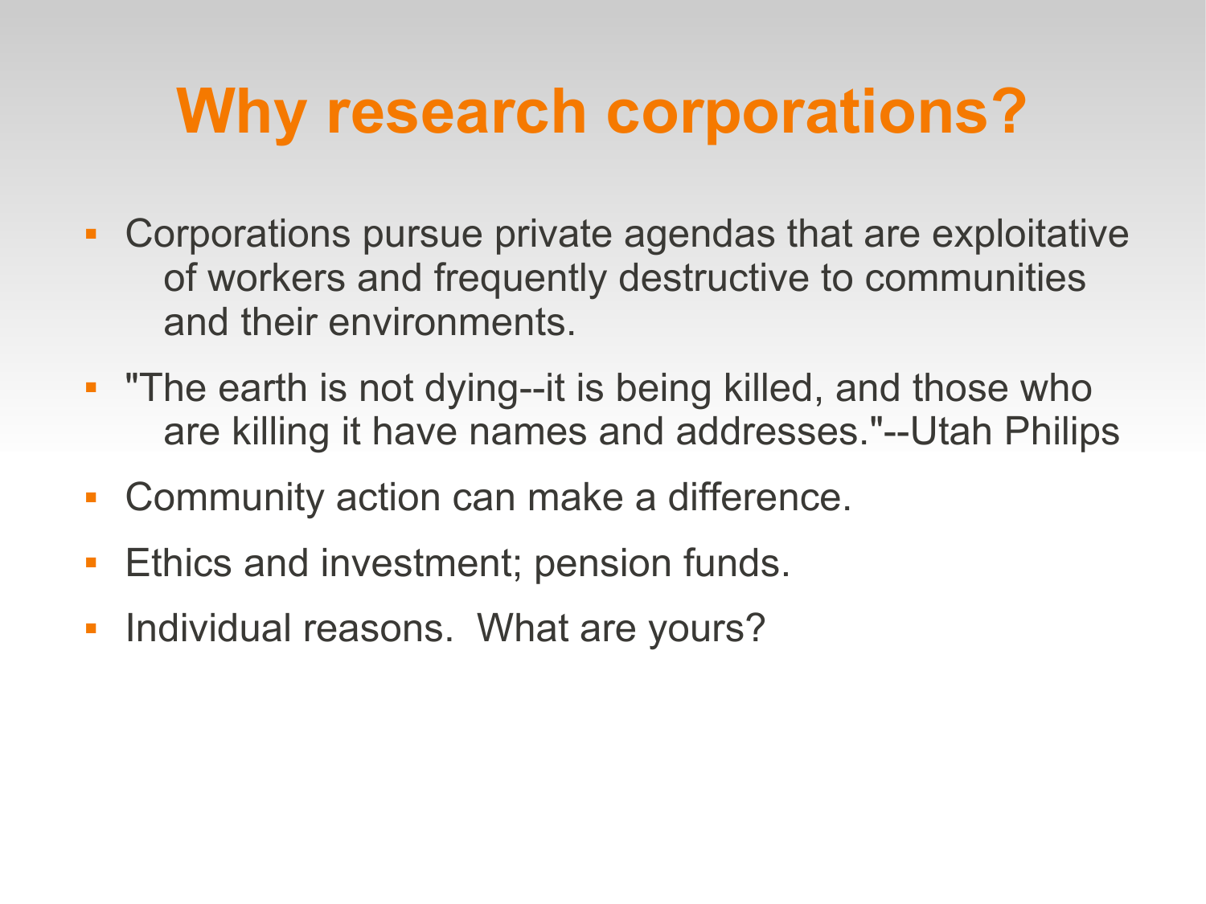# Why research corporations?

- Corporations pursue private agendas that are exploitative of workers and frequently destructive to communities and their environments.
- "The earth is not dying--it is being killed, and those who are killing it have names and addresses."--Utah Philips
- Community action can make a difference.
- Ethics and investment; pension funds.
- Individual reasons.  What are yours?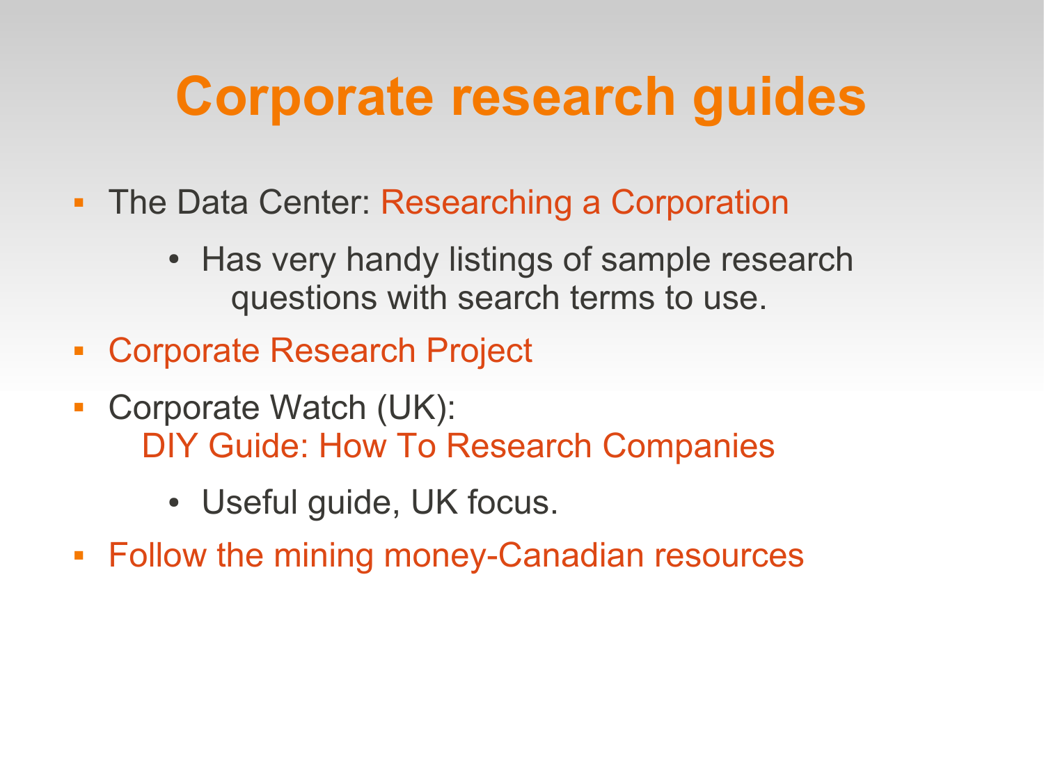# Corporate research guides

- The Data Center: Researching a Corporation
  - Has very handy listings of sample research questions with search terms to use.
- Corporate Research Project
- Corporate Watch (UK): DIY Guide: How To Research Companies
  - Useful guide, UK focus.
- Follow the mining money-Canadian resources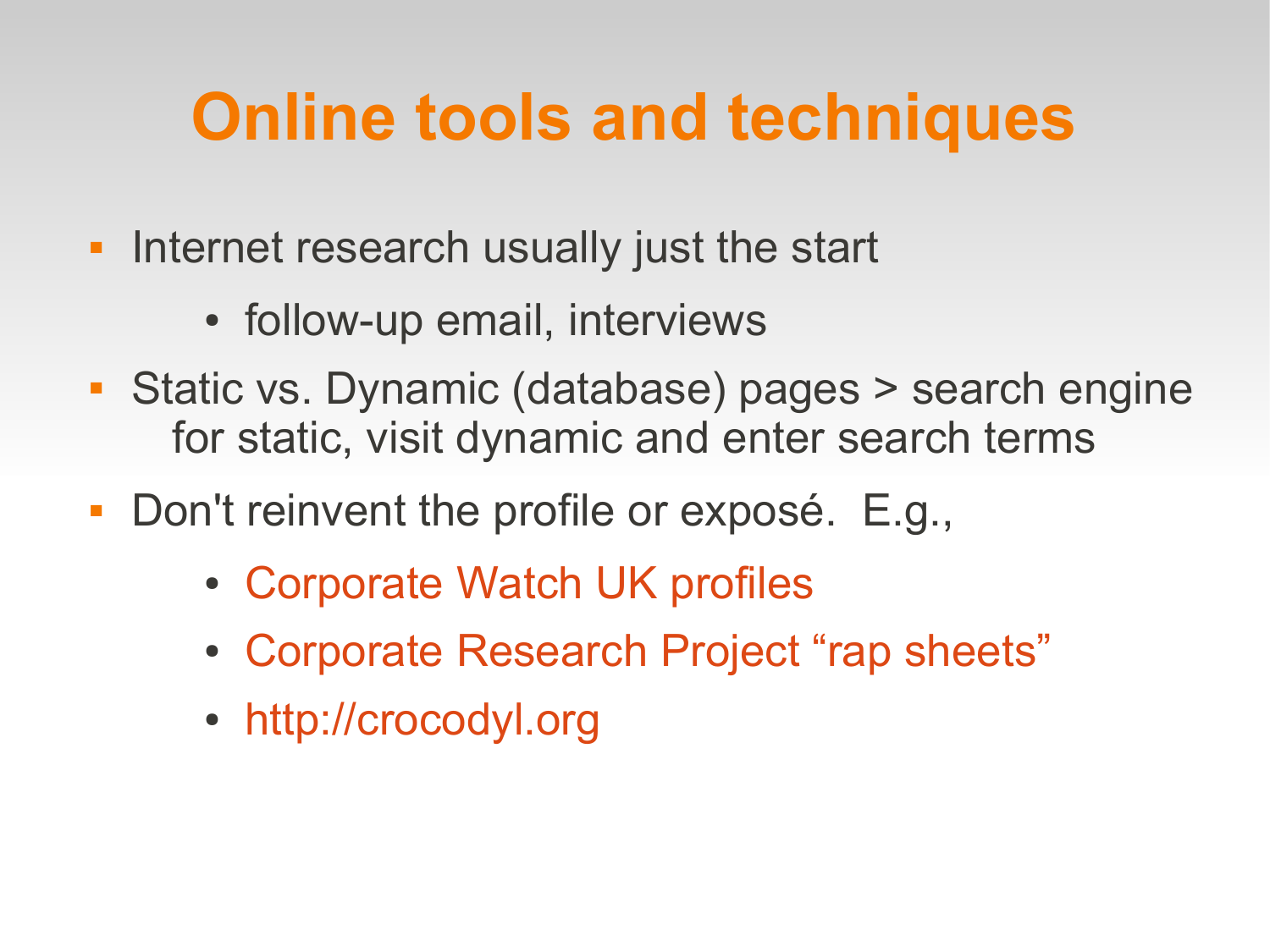# Online tools and techniques

- Internet research usually just the start
  - follow-up email, interviews
- Static vs. Dynamic (database) pages > search engine for static, visit dynamic and enter search terms
- Don't reinvent the profile or exposé. E.g.,
  - Corporate Watch UK profiles
  - Corporate Research Project "rap sheets"
  - http://crocodyl.org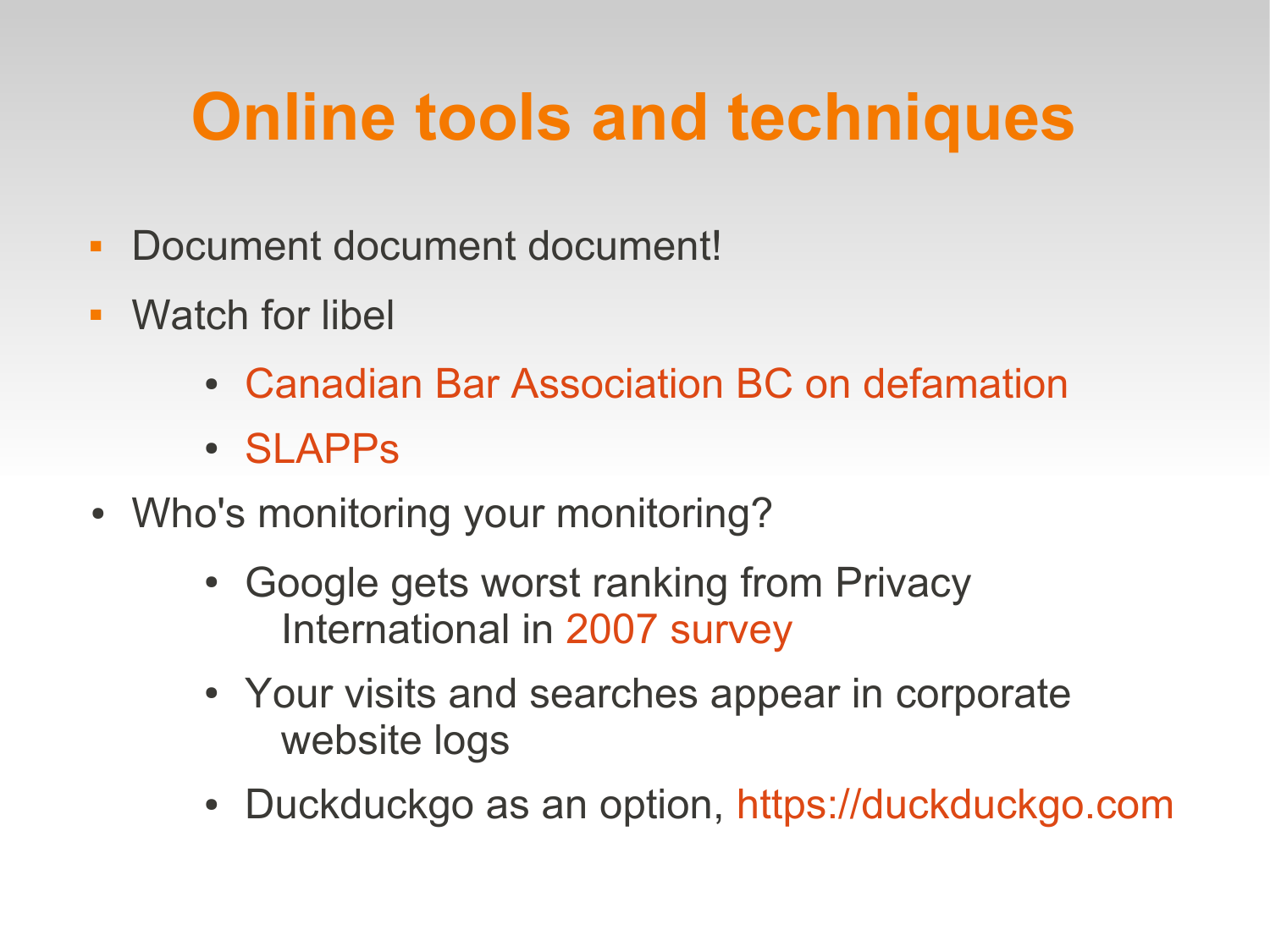# Online tools and techniques

- Document document document!
- Watch for libel
  - Canadian Bar Association BC on defamation
  - SLAPPs
- Who's monitoring your monitoring?
  - Google gets worst ranking from Privacy International in 2007 survey
  - Your visits and searches appear in corporate website logs
  - Duckduckgo as an option, https://duckduckgo.com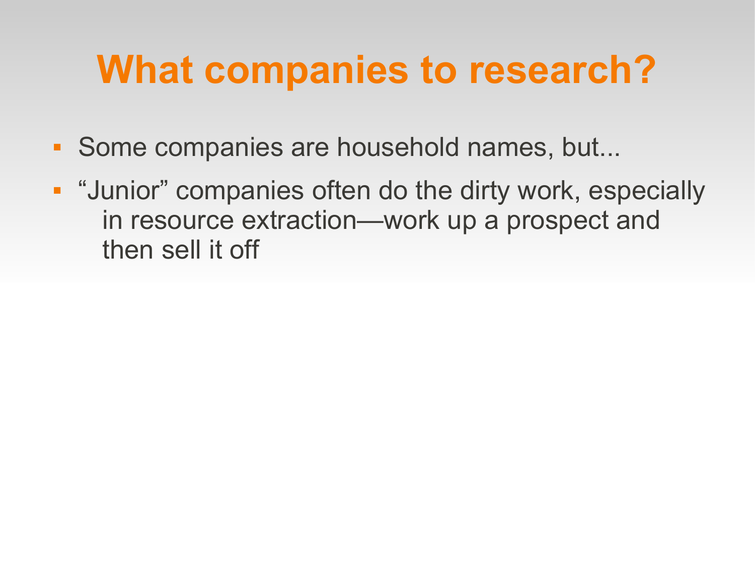# What companies to research?

- Some companies are household names, but...
- "Junior" companies often do the dirty work, especially in resource extraction—work up a prospect and then sell it off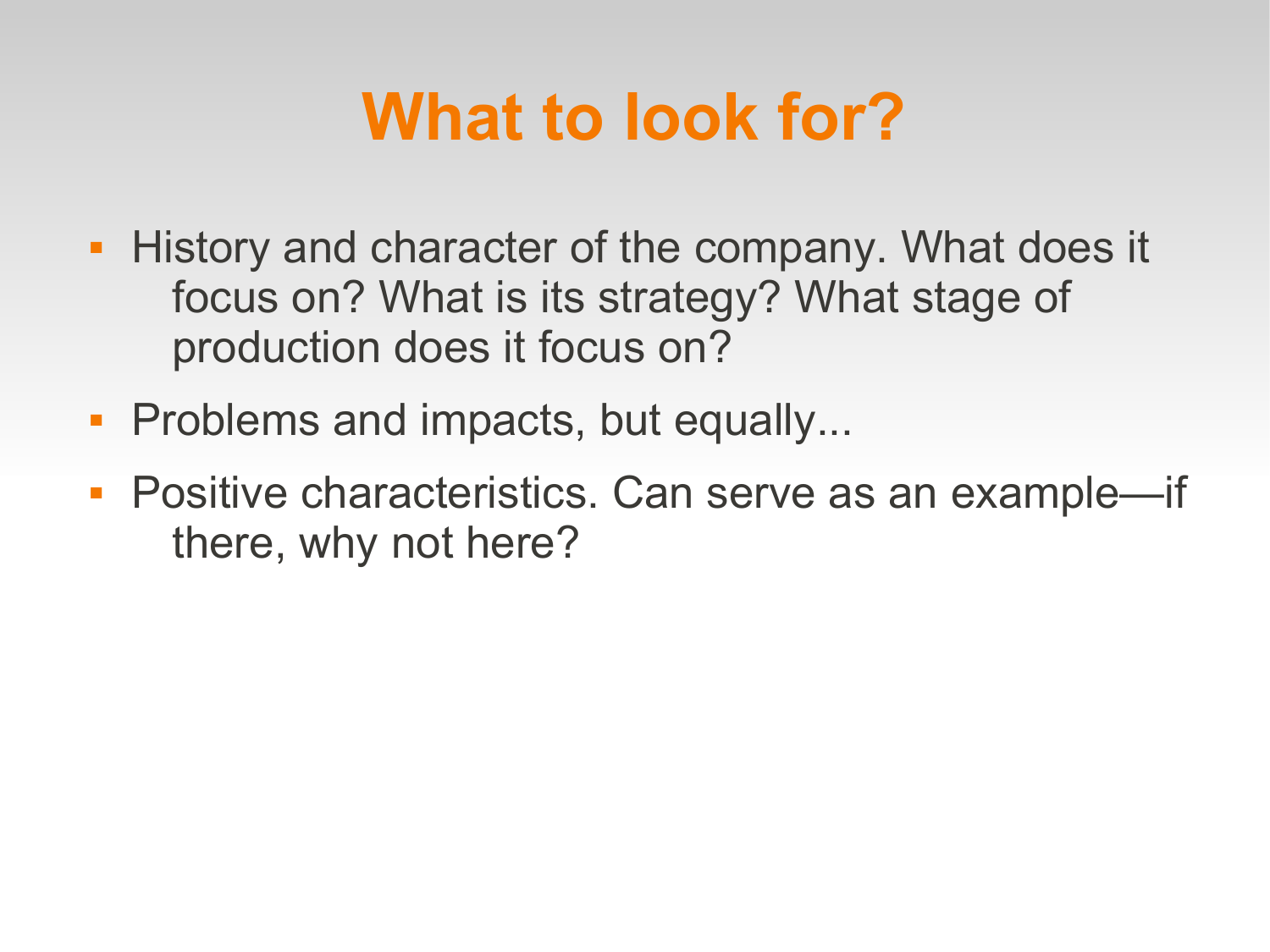# What to look for?

- History and character of the company. What does it focus on? What is its strategy? What stage of production does it focus on?
- Problems and impacts, but equally...
- Positive characteristics. Can serve as an example—if there, why not here?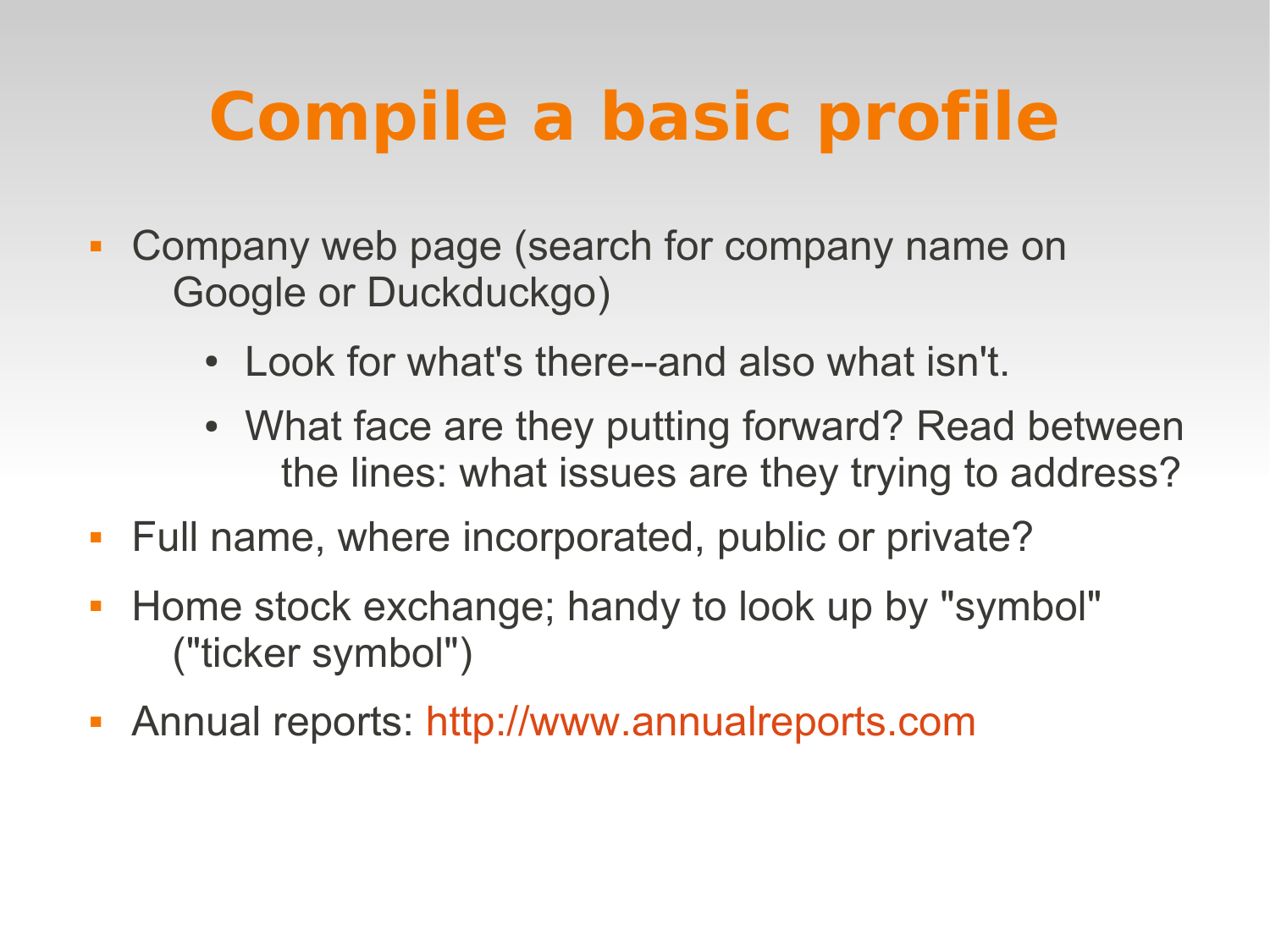# Compile a basic profile

- Company web page (search for company name on Google or Duckduckgo)
  - Look for what's there--and also what isn't.
  - What face are they putting forward? Read between the lines: what issues are they trying to address?
- Full name, where incorporated, public or private?
- Home stock exchange; handy to look up by "symbol" ("ticker symbol")
- Annual reports: http://www.annualreports.com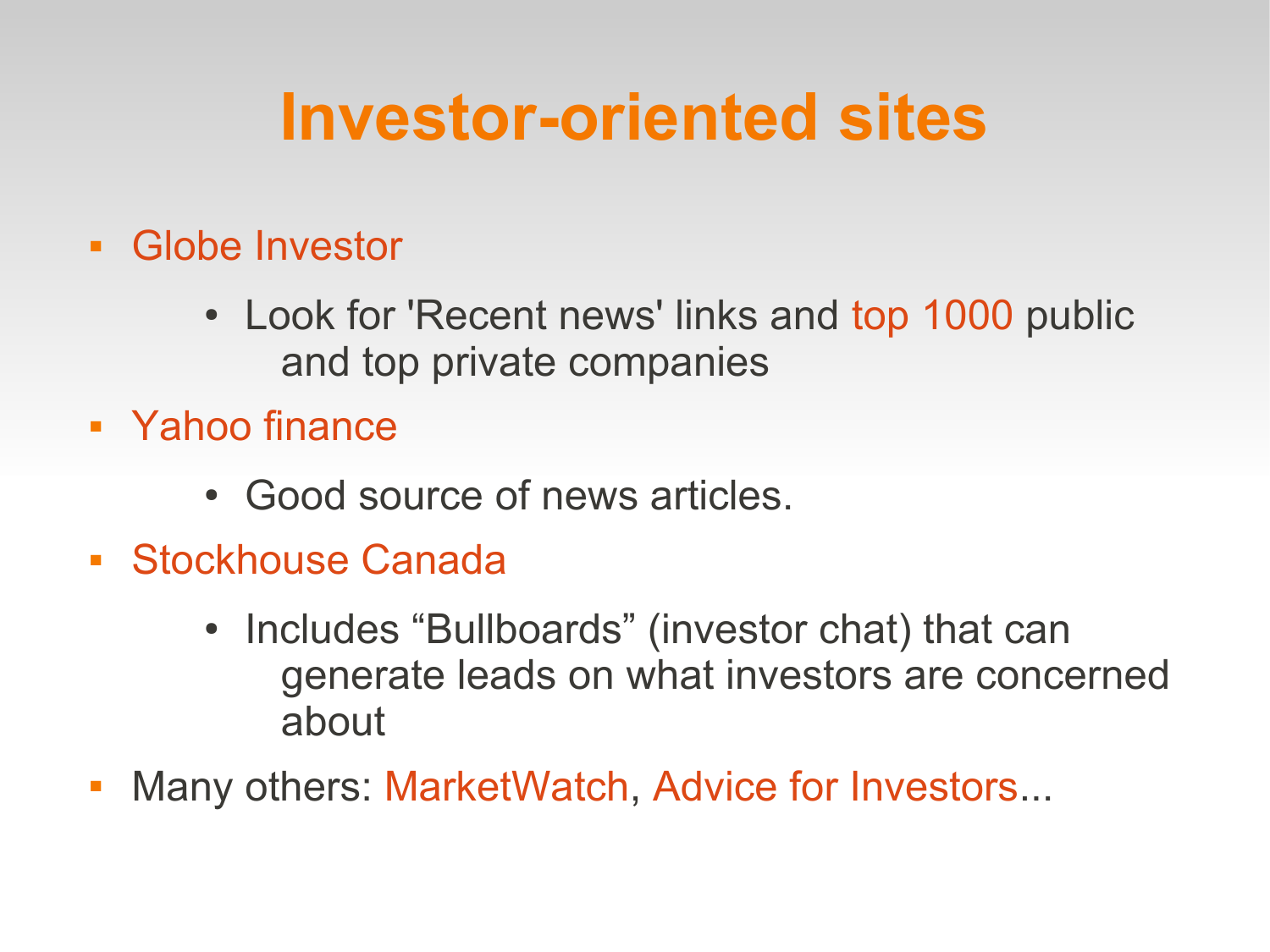# Investor-oriented sites

- Globe Investor
  - Look for 'Recent news' links and top 1000 public and top private companies
- Yahoo finance
  - Good source of news articles.
- Stockhouse Canada
  - Includes “Bullboards” (investor chat) that can generate leads on what investors are concerned about
- Many others: MarketWatch, Advice for Investors...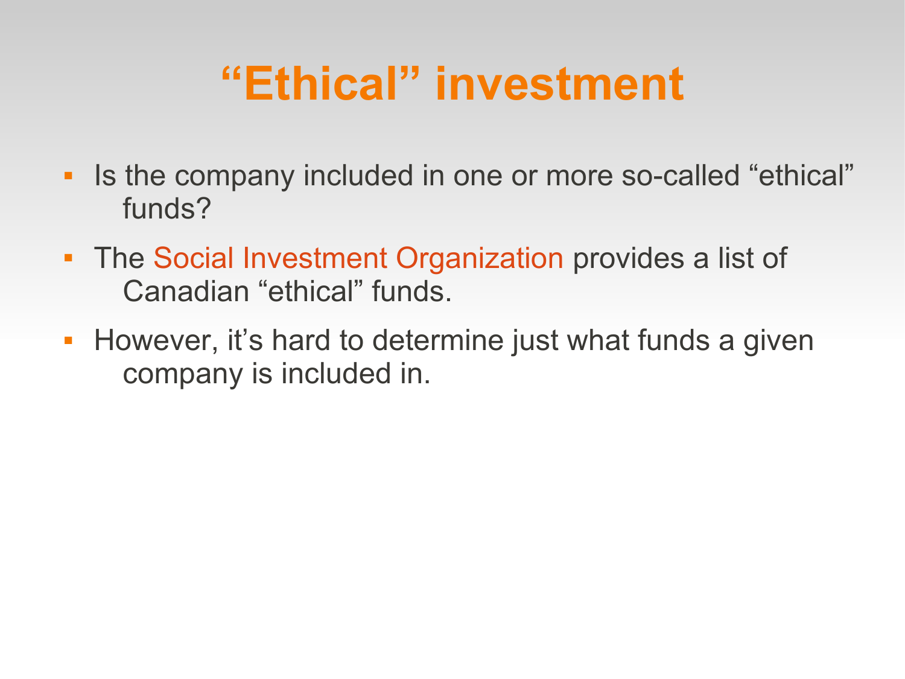# “Ethical” investment

- Is the company included in one or more so-called “ethical” funds?
- The Social Investment Organization provides a list of Canadian “ethical” funds.
- However, it’s hard to determine just what funds a given company is included in.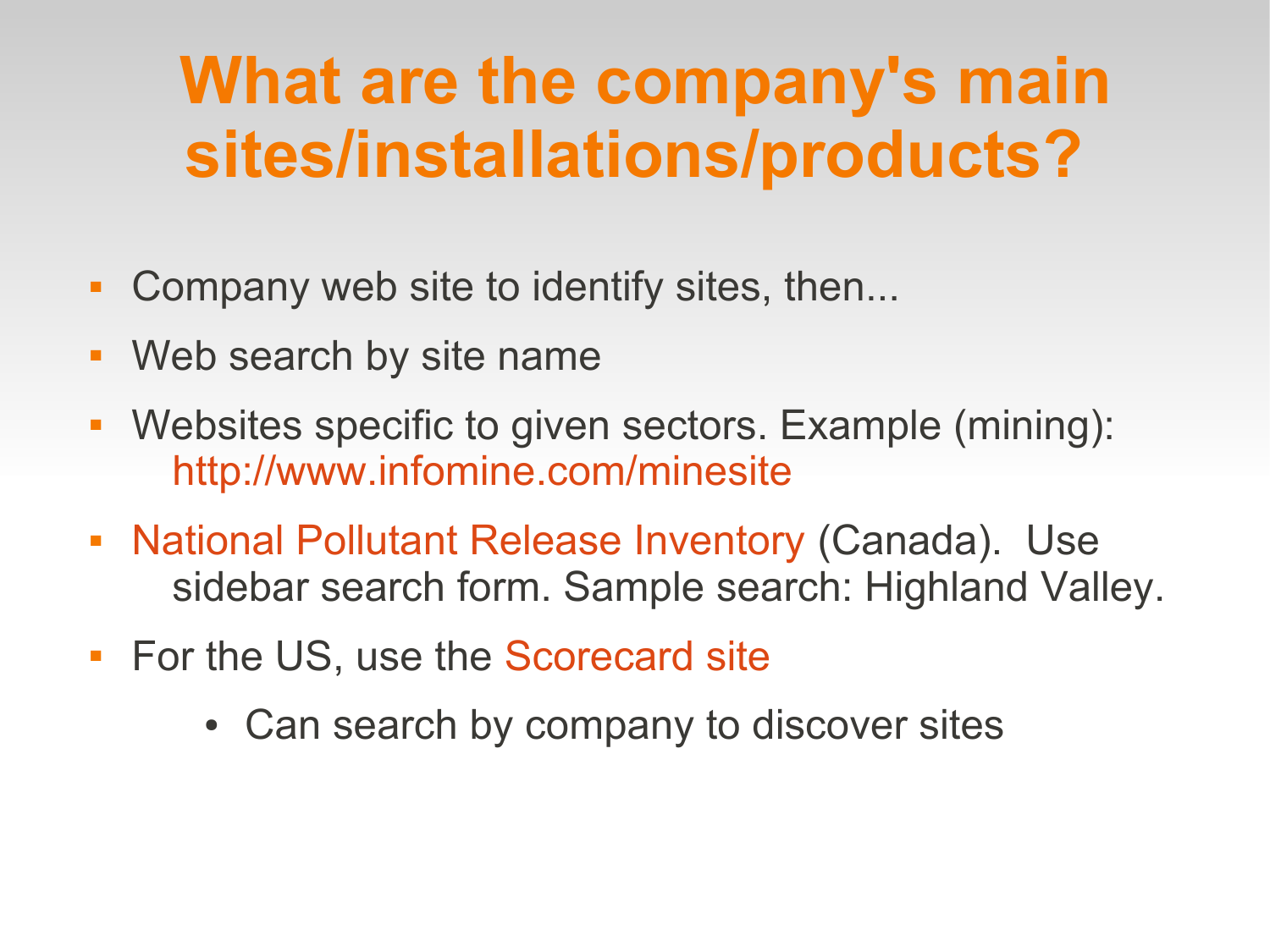# What are the company's main sites/installations/products?

- Company web site to identify sites, then...
- Web search by site name
- Websites specific to given sectors. Example (mining): http://www.infomine.com/minesite
- National Pollutant Release Inventory (Canada). Use sidebar search form. Sample search: Highland Valley.
- For the US, use the Scorecard site
  - Can search by company to discover sites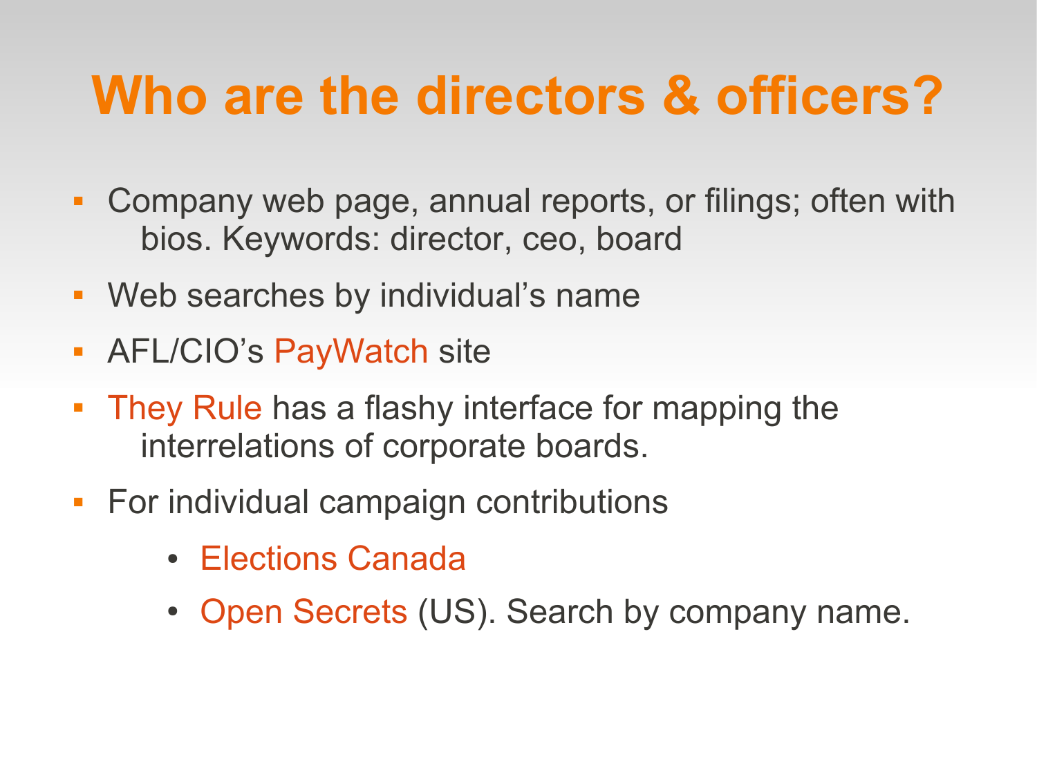# Who are the directors & officers?

- Company web page, annual reports, or filings; often with bios. Keywords: director, ceo, board
- Web searches by individual's name
- AFL/CIO's PayWatch site
- They Rule has a flashy interface for mapping the interrelations of corporate boards.
- For individual campaign contributions
  - Elections Canada
  - Open Secrets (US). Search by company name.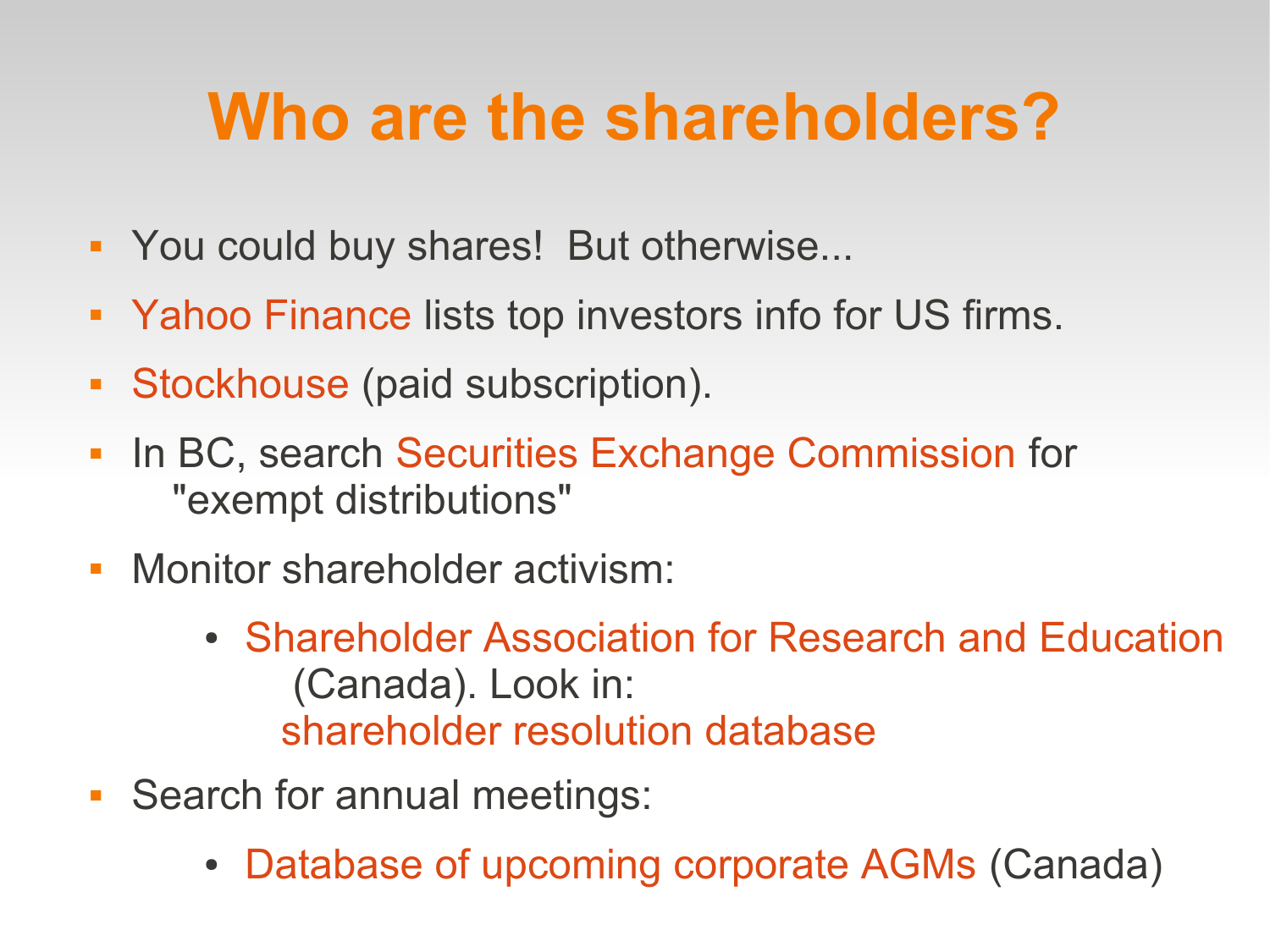# Who are the shareholders?

- You could buy shares!  But otherwise...
- Yahoo Finance lists top investors info for US firms.
- Stockhouse (paid subscription).
- In BC, search Securities Exchange Commission for "exempt distributions"
- Monitor shareholder activism:
  - Shareholder Association for Research and Education (Canada). Look in: shareholder resolution database
- Search for annual meetings:
  - Database of upcoming corporate AGMs (Canada)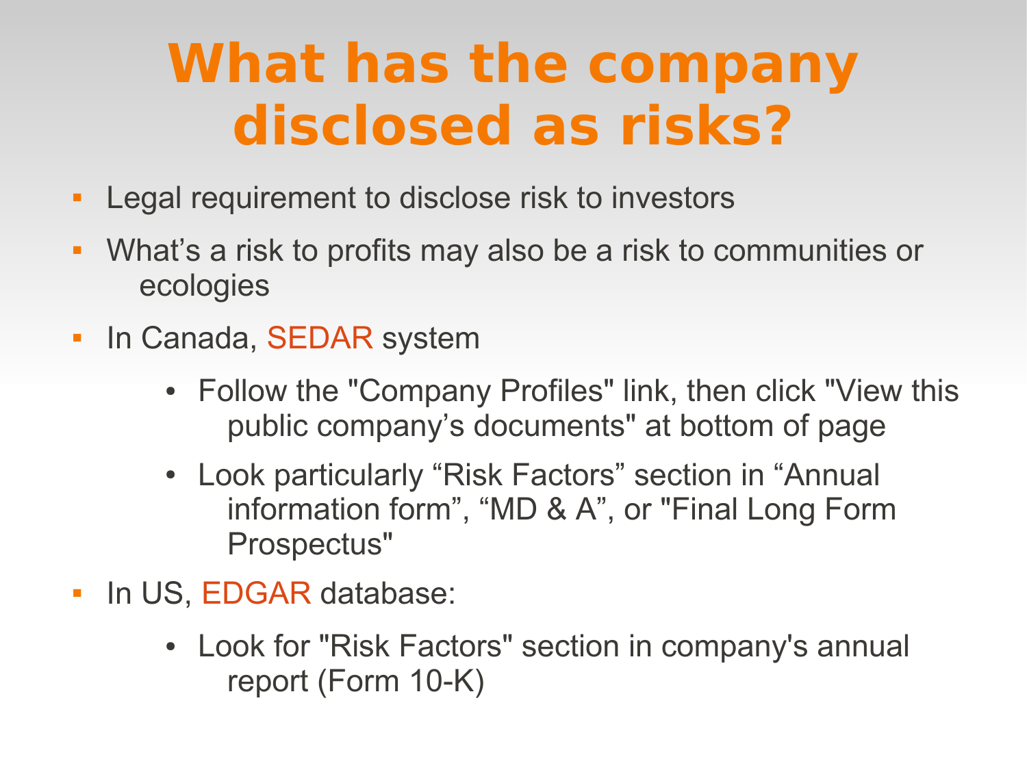# What has the company disclosed as risks?

- Legal requirement to disclose risk to investors
- What's a risk to profits may also be a risk to communities or ecologies
- In Canada, SEDAR system
  - Follow the "Company Profiles" link, then click "View this public company's documents" at bottom of page
  - Look particularly "Risk Factors" section in "Annual information form", "MD & A", or "Final Long Form Prospectus"
- In US, EDGAR database:
  - Look for "Risk Factors" section in company's annual report (Form 10-K)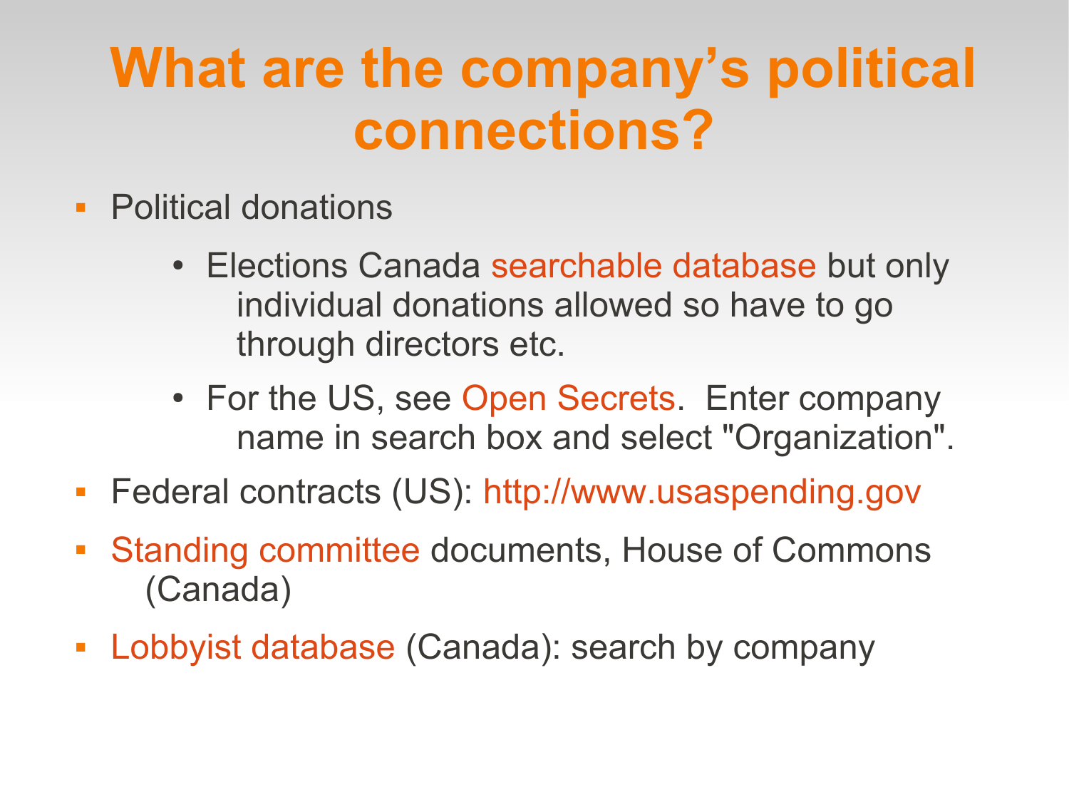# What are the company's political connections?

- Political donations
  - Elections Canada searchable database but only individual donations allowed so have to go through directors etc.
  - For the US, see Open Secrets. Enter company name in search box and select "Organization".
- Federal contracts (US): http://www.usaspending.gov
- Standing committee documents, House of Commons (Canada)
- Lobbyist database (Canada): search by company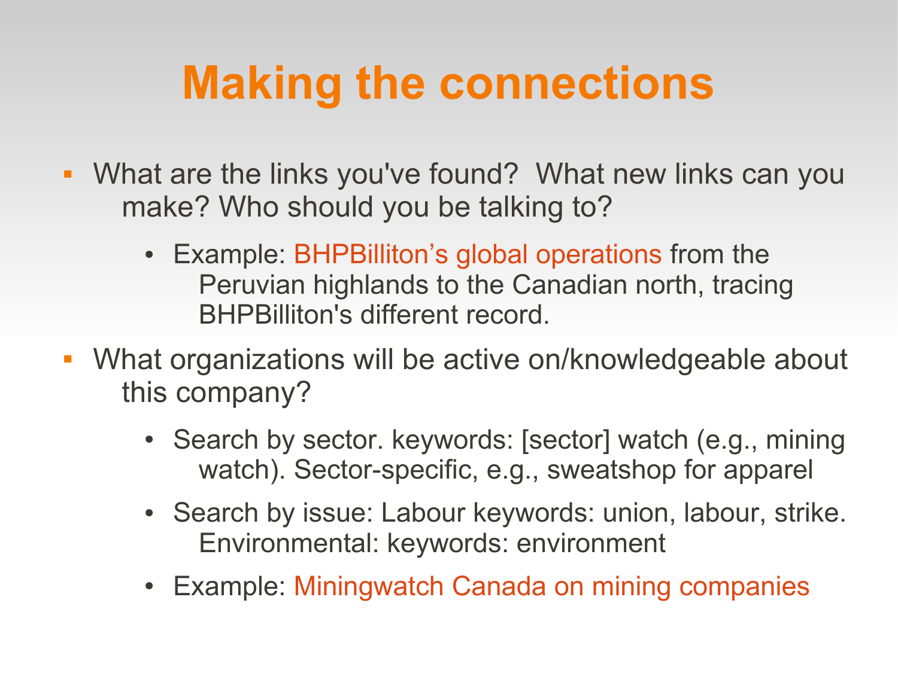# Making the connections

- What are the links you've found? What new links can you make? Who should you be talking to?
  - Example: BHPBilliton’s global operations from the Peruvian highlands to the Canadian north, tracing BHPBilliton's different record.
- What organizations will be active on/knowledgeable about this company?
  - Search by sector. keywords: [sector] watch (e.g., mining watch). Sector-specific, e.g., sweatshop for apparel
  - Search by issue: Labour keywords: union, labour, strike. Environmental: keywords: environment
  - Example: Miningwatch Canada on mining companies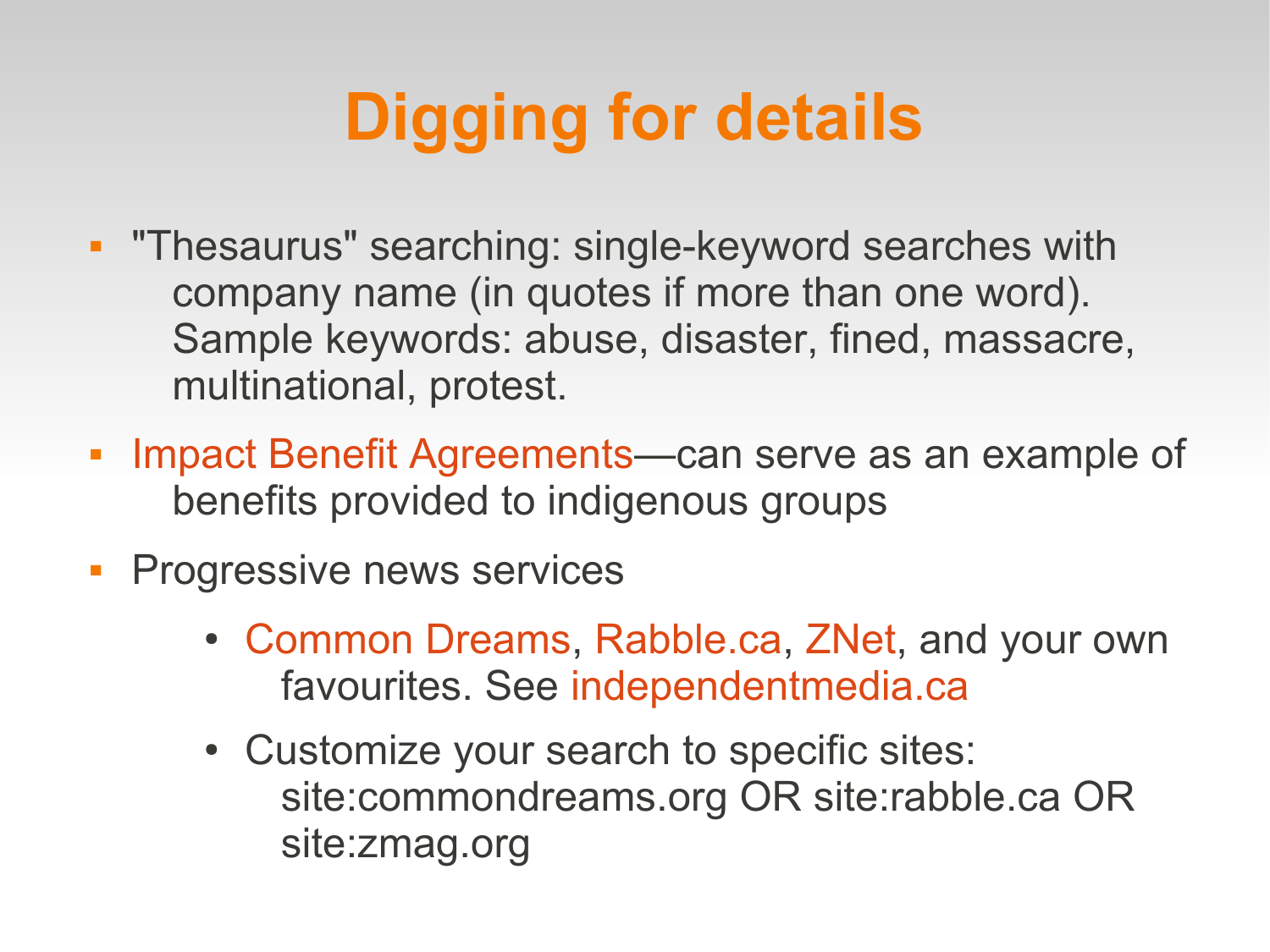# Digging for details

- "Thesaurus" searching: single-keyword searches with company name (in quotes if more than one word). Sample keywords: abuse, disaster, fined, massacre, multinational, protest.
- Impact Benefit Agreements—can serve as an example of benefits provided to indigenous groups
- Progressive news services
  - Common Dreams, Rabble.ca, ZNet, and your own favourites. See independentmedia.ca
  - Customize your search to specific sites: site:commondreams.org OR site:rabble.ca OR site:zmag.org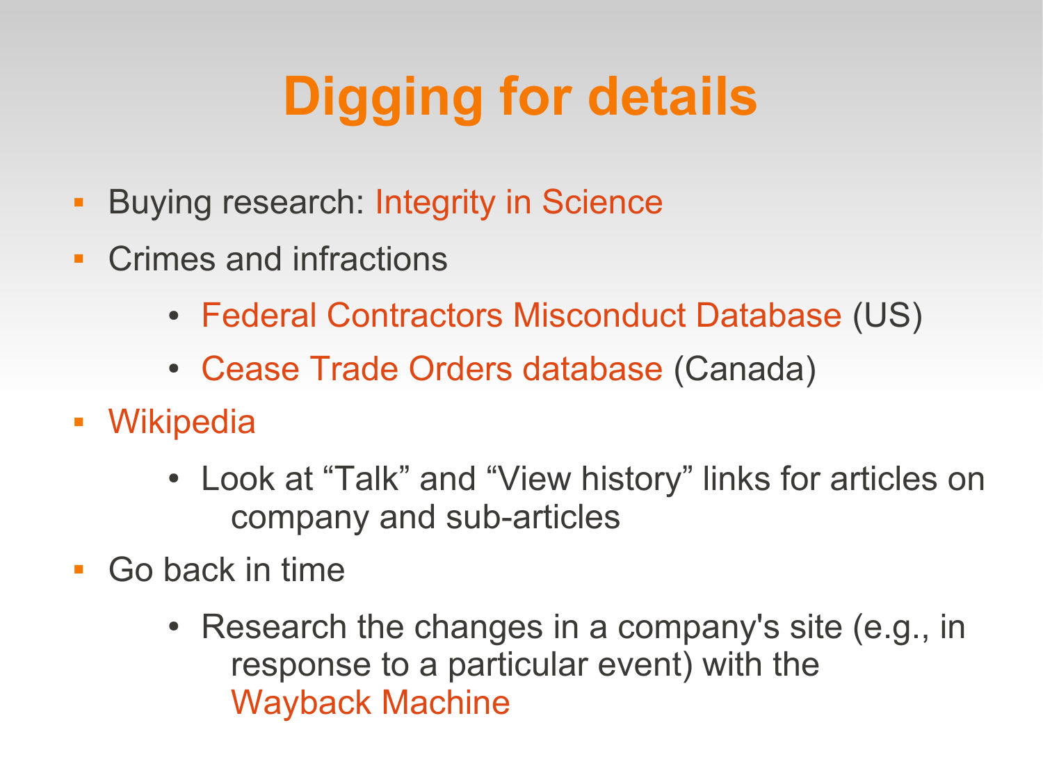# Digging for details

- Buying research: Integrity in Science
- Crimes and infractions
  - Federal Contractors Misconduct Database (US)
  - Cease Trade Orders database (Canada)
- Wikipedia
  - Look at "Talk" and "View history" links for articles on company and sub-articles
- Go back in time
  - Research the changes in a company's site (e.g., in response to a particular event) with the Wayback Machine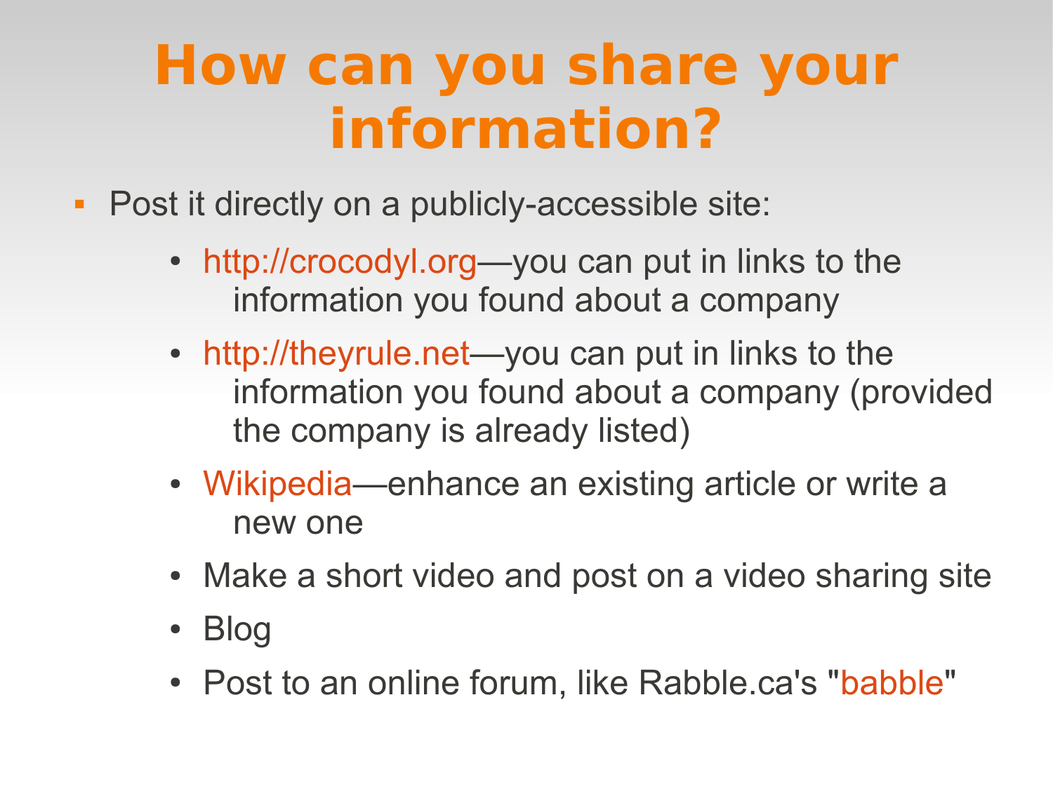# How can you share your information?

- Post it directly on a publicly-accessible site:
  - http://crocodyl.org—you can put in links to the information you found about a company
  - http://theyrule.net—you can put in links to the information you found about a company (provided the company is already listed)
  - Wikipedia—enhance an existing article or write a new one
  - Make a short video and post on a video sharing site
  - Blog
  - Post to an online forum, like Rabble.ca's "babble"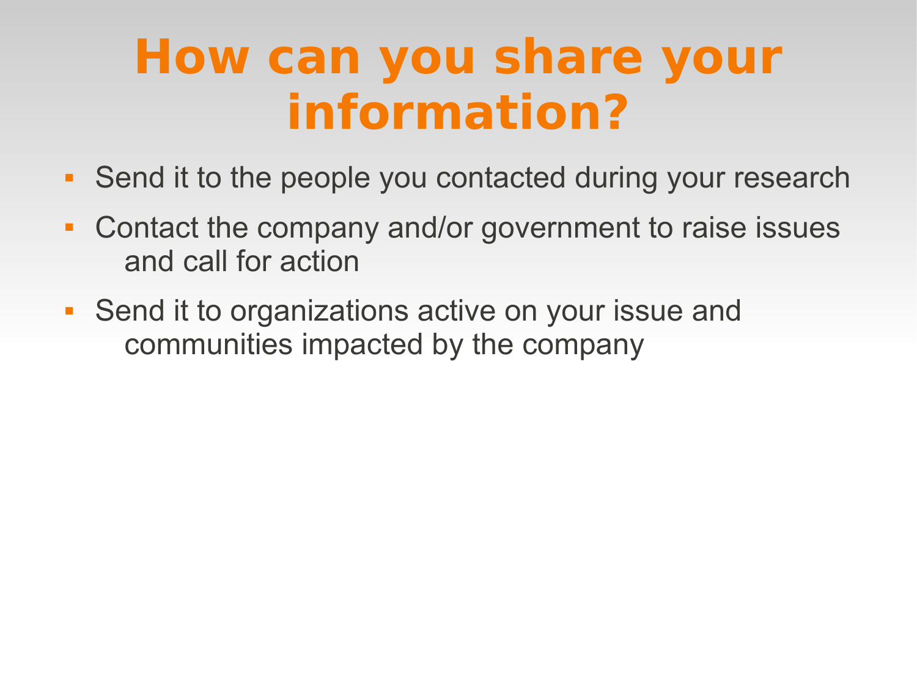# How can you share your information?

- Send it to the people you contacted during your research
- Contact the company and/or government to raise issues and call for action
- Send it to organizations active on your issue and communities impacted by the company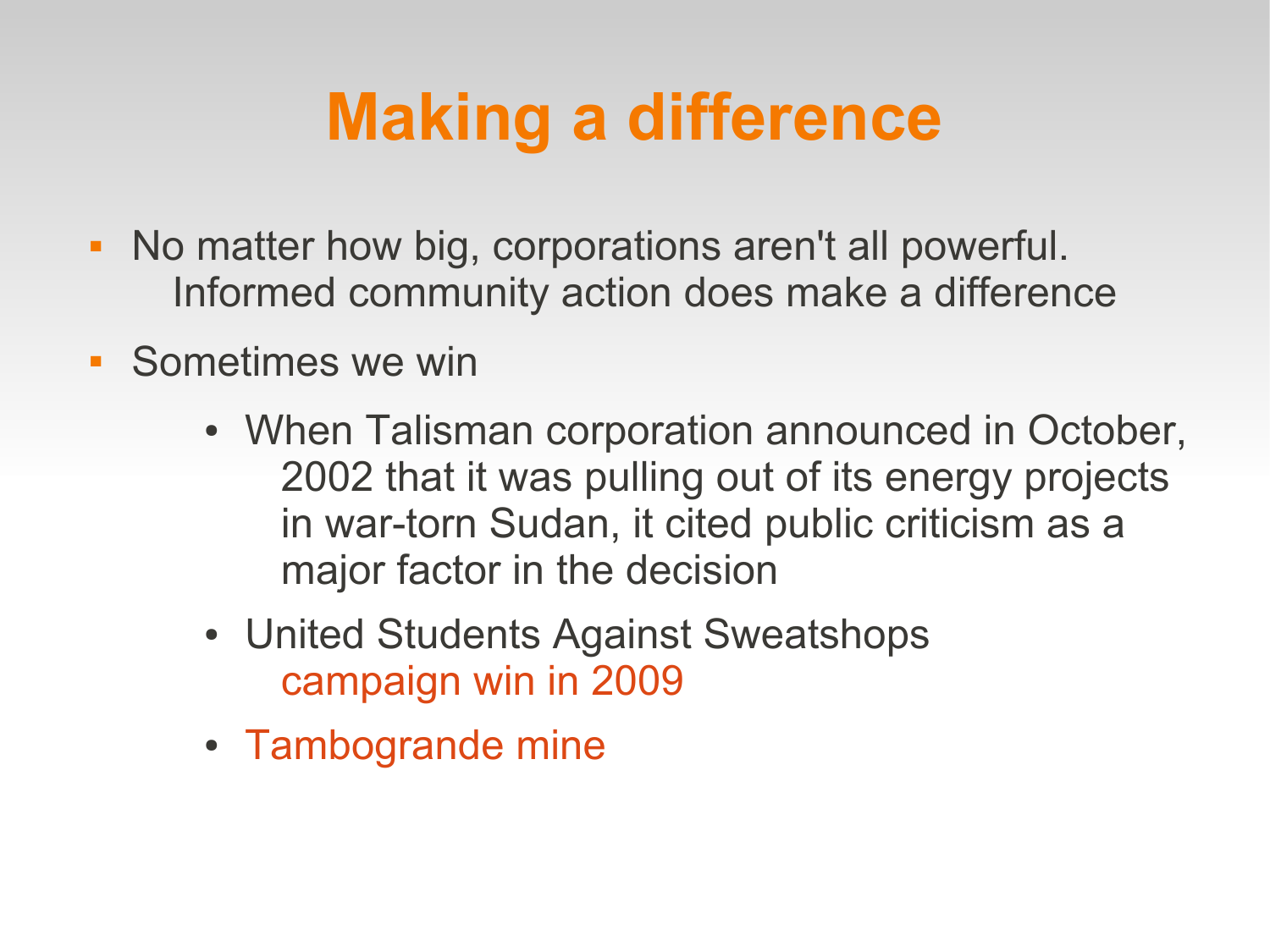# Making a difference

- No matter how big, corporations aren't all powerful. Informed community action does make a difference
- Sometimes we win
  - When Talisman corporation announced in October, 2002 that it was pulling out of its energy projects in war-torn Sudan, it cited public criticism as a major factor in the decision
  - United Students Against Sweatshops campaign win in 2009
  - Tambogrande mine